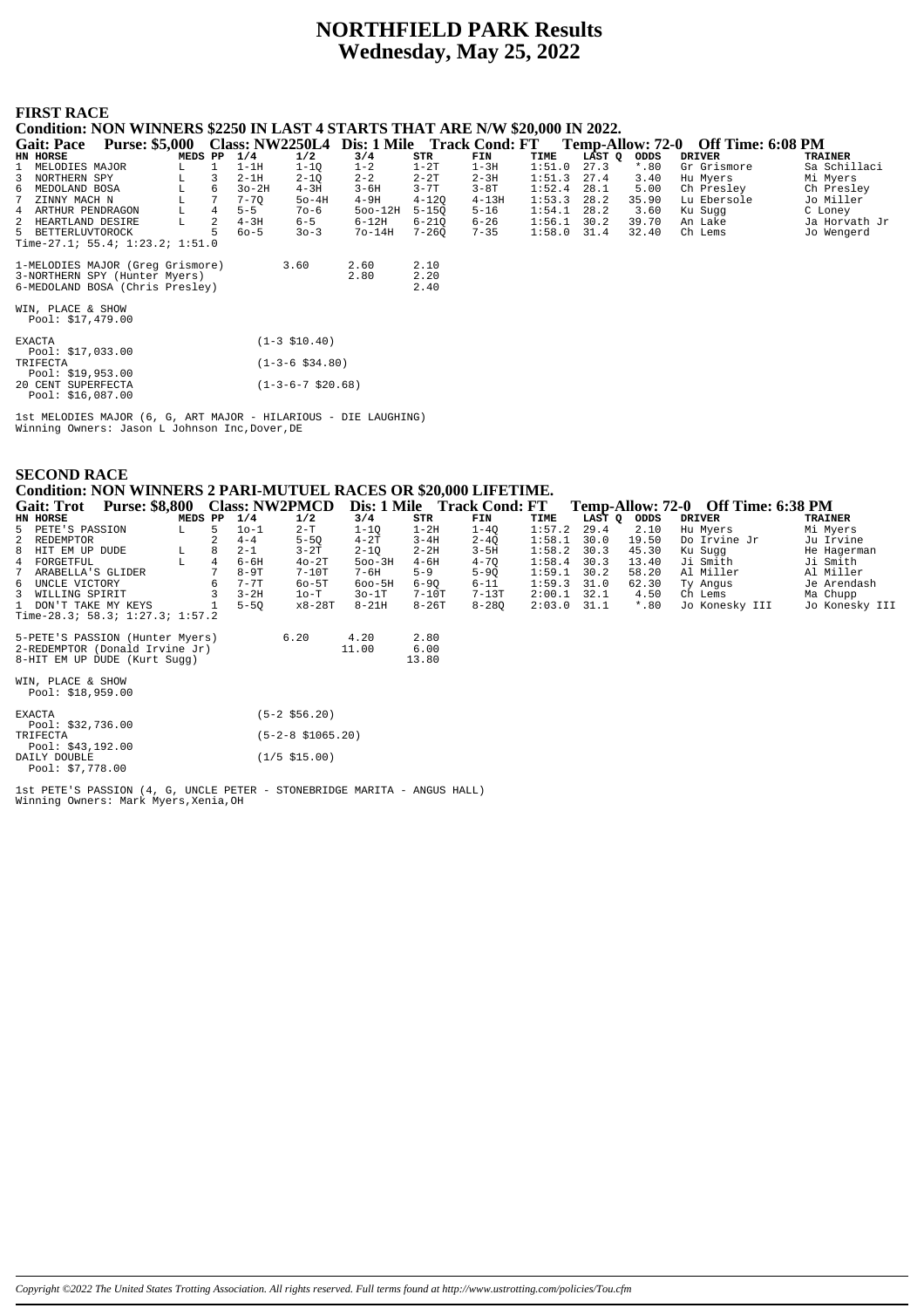# NORTHFIELD PARK Results
## Wednesday, May 25, 2022

### FIRST RACE

**Condition: NON WINNERS $2250 IN LAST 4 STARTS THAT ARE N/W $20,000 IN 2022.**

**Gait: Pace Purse: $5,000 Class: NW2250L4 Dis: 1 Mile Track Cond: FT Temp-Allow: 72-0 Off Time: 6:08 PM**

| HN | HORSE | MEDS | PP | 1/4 | 1/2 | 3/4 | STR | FIN | TIME | LAST Q | ODDS | DRIVER | TRAINER |
|---|---|---|---|---|---|---|---|---|---|---|---|---|---|
| 1 | MELODIES MAJOR | L | 1 | 1-1H | 1-1Q | 1-2 | 1-2T | 1-3H | 1:51.0 | 27.3 | *.80 | Gr Grismore | Sa Schillaci |
| 3 | NORTHERN SPY | L | 3 | 2-1H | 2-1Q | 2-2 | 2-2T | 2-3H | 1:51.3 | 27.4 | 3.40 | Hu Myers | Mi Myers |
| 6 | MEDOLAND BOSA | L | 6 | 3o-2H | 4-3H | 3-6H | 3-7T | 3-8T | 1:52.4 | 28.1 | 5.00 | Ch Presley | Ch Presley |
| 7 | ZINNY MACH N | L | 7 | 7-7Q | 5o-4H | 4-9H | 4-12Q | 4-13H | 1:53.3 | 28.2 | 35.90 | Lu Ebersole | Jo Miller |
| 4 | ARTHUR PENDRAGON | L | 4 | 5-5 | 7o-6 | 5oo-12H | 5-15Q | 5-16 | 1:54.1 | 28.2 | 3.60 | Ku Sugg | C Loney |
| 2 | HEARTLAND DESIRE | L | 2 | 4-3H | 6-5 | 6-12H | 6-21Q | 6-26 | 1:56.1 | 30.2 | 39.70 | An Lake | Ja Horvath Jr |
| 5 | BETTERLUVTOROCK | | 5 | 6o-5 | 3o-3 | 7o-14H | 7-26Q | 7-35 | 1:58.0 | 31.4 | 32.40 | Ch Lems | Jo Wengerd |

Time-27.1; 55.4; 1:23.2; 1:51.0

| | | | |
|---|---|---|---|
| 1-MELODIES MAJOR (Greg Grismore) | 3.60 | 2.60 | 2.10 |
| 3-NORTHERN SPY (Hunter Myers) | | 2.80 | 2.20 |
| 6-MEDOLAND BOSA (Chris Presley) | | | 2.40 |

WIN, PLACE & SHOW
Pool: $17,479.00

| | |
|---|---|
| EXACTA<br>Pool: $17,033.00 | (1-3 $10.40) |
| TRIFECTA<br>Pool: $19,953.00 | (1-3-6 $34.80) |
| 20 CENT SUPERFECTA<br>Pool: $16,087.00 | (1-3-6-7 $20.68) |

1st MELODIES MAJOR (6, G, ART MAJOR - HILARIOUS - DIE LAUGHING)
Winning Owners: Jason L Johnson Inc,Dover,DE

### SECOND RACE

**Condition: NON WINNERS 2 PARI-MUTUEL RACES OR $20,000 LIFETIME.**

**Gait: Trot Purse: $8,800 Class: NW2PMCD Dis: 1 Mile Track Cond: FT Temp-Allow: 72-0 Off Time: 6:38 PM**

| HN | HORSE | MEDS | PP | 1/4 | 1/2 | 3/4 | STR | FIN | TIME | LAST Q | ODDS | DRIVER | TRAINER |
|---|---|---|---|---|---|---|---|---|---|---|---|---|---|
| 5 | PETE'S PASSION | L | 5 | 1o-1 | 2-T | 1-1Q | 1-2H | 1-4Q | 1:57.2 | 29.4 | 2.10 | Hu Myers | Mi Myers |
| 2 | REDEMPTOR | | 2 | 4-4 | 5-5Q | 4-2T | 3-4H | 2-4Q | 1:58.1 | 30.0 | 19.50 | Do Irvine Jr | Ju Irvine |
| 8 | HIT EM UP DUDE | L | 8 | 2-1 | 3-2T | 2-1Q | 2-2H | 3-5H | 1:58.2 | 30.3 | 45.30 | Ku Sugg | He Hagerman |
| 4 | FORGETFUL | L | 4 | 6-6H | 4o-2T | 5oo-3H | 4-6H | 4-7Q | 1:58.4 | 30.3 | 13.40 | Ji Smith | Ji Smith |
| 7 | ARABELLA'S GLIDER | | 7 | 8-9T | 7-10T | 7-6H | 5-9 | 5-9Q | 1:59.1 | 30.2 | 58.20 | Al Miller | Al Miller |
| 6 | UNCLE VICTORY | | 6 | 7-7T | 6o-5T | 6oo-5H | 6-9Q | 6-11 | 1:59.3 | 31.0 | 62.30 | Ty Angus | Je Arendash |
| 3 | WILLING SPIRIT | | 3 | 3-2H | 1o-T | 3o-1T | 7-10T | 7-13T | 2:00.1 | 32.1 | 4.50 | Ch Lems | Ma Chupp |
| 1 | DON'T TAKE MY KEYS | | 1 | 5-5Q | x8-28T | 8-21H | 8-26T | 8-28Q | 2:03.0 | 31.1 | *.80 | Jo Konesky III | Jo Konesky III |

Time-28.3; 58.3; 1:27.3; 1:57.2

| | | | |
|---|---|---|---|
| 5-PETE'S PASSION (Hunter Myers) | 6.20 | 4.20 | 2.80 |
| 2-REDEMPTOR (Donald Irvine Jr) | | 11.00 | 6.00 |
| 8-HIT EM UP DUDE (Kurt Sugg) | | | 13.80 |

WIN, PLACE & SHOW
Pool: $18,959.00

| | |
|---|---|
| EXACTA<br>Pool: $32,736.00 | (5-2 $56.20) |
| TRIFECTA<br>Pool: $43,192.00 | (5-2-8 $1065.20) |
| DAILY DOUBLE<br>Pool: $7,778.00 | (1/5 $15.00) |

1st PETE'S PASSION (4, G, UNCLE PETER - STONEBRIDGE MARITA - ANGUS HALL)
Winning Owners: Mark Myers,Xenia,OH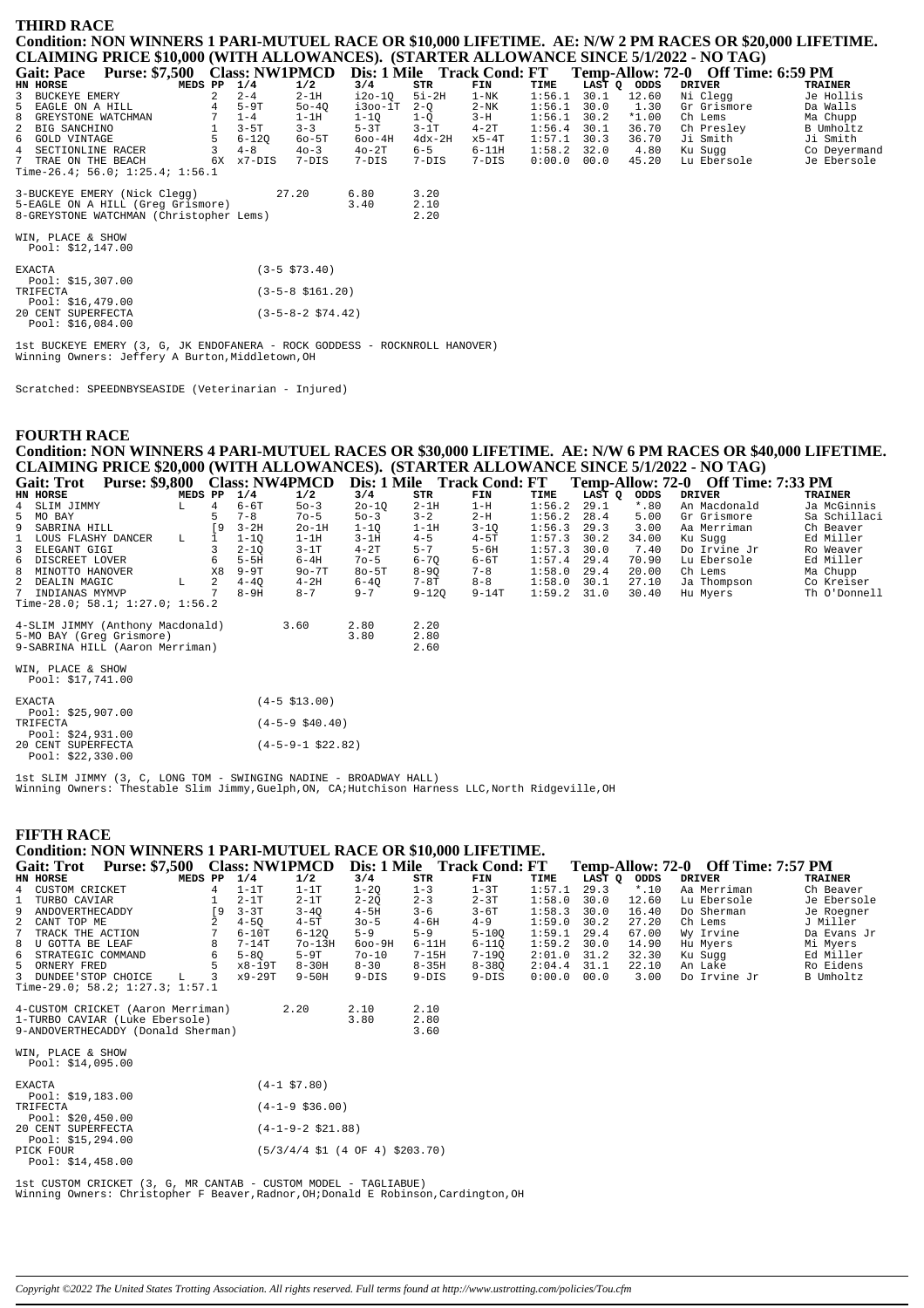## THIRD RACE

**Condition: NON WINNERS 1 PARI-MUTUEL RACE OR $10,000 LIFETIME. AE: N/W 2 PM RACES OR $20,000 LIFETIME. CLAIMING PRICE $10,000 (WITH ALLOWANCES). (STARTER ALLOWANCE SINCE 5/1/2022 - NO TAG)**

**Gait: Pace Purse: $7,500 Class: NW1PMCD Dis: 1 Mile Track Cond: FT Temp-Allow: 72-0 Off Time: 6:59 PM**

| HN | HORSE | MEDS | PP | 1/4 | 1/2 | 3/4 | STR | FIN | TIME | LAST Q | ODDS | DRIVER | TRAINER |
|---|---|---|---|---|---|---|---|---|---|---|---|---|---|
| 3 | BUCKEYE EMERY | | 2 | 2-4 | 2-1H | i2o-1Q | 5i-2H | 1-NK | 1:56.1 | 30.1 | 12.60 | Ni Clegg | Je Hollis |
| 5 | EAGLE ON A HILL | | 4 | 5-9T | 5o-4Q | i3oo-1T | 2-Q | 2-NK | 1:56.1 | 30.0 | 1.30 | Gr Grismore | Da Walls |
| 8 | GREYSTONE WATCHMAN | | 7 | 1-4 | 1-1H | 1-1Q | 1-Q | 3-H | 1:56.1 | 30.2 | *1.00 | Ch Lems | Ma Chupp |
| 2 | BIG SANCHINO | | 1 | 3-5T | 3-3 | 5-3T | 3-1T | 4-2T | 1:56.4 | 30.1 | 36.70 | Ch Presley | B Umholtz |
| 6 | GOLD VINTAGE | | 5 | 6-12Q | 6o-5T | 6oo-4H | 4dx-2H | x5-4T | 1:57.1 | 30.3 | 36.70 | Ji Smith | Ji Smith |
| 4 | SECTIONLINE RACER | | 3 | 4-8 | 4o-3 | 4o-2T | 6-5 | 6-11H | 1:58.2 | 32.0 | 4.80 | Ku Sugg | Co Deyermand |
| 7 | TRAE ON THE BEACH | | 6X | x7-DIS | 7-DIS | 7-DIS | 7-DIS | 7-DIS | 0:00.0 | 00.0 | 45.20 | Lu Ebersole | Je Ebersole |

Time-26.4; 56.0; 1:25.4; 1:56.1

| | Win | Place | Show |
|---|---|---|---|
| 3-BUCKEYE EMERY (Nick Clegg) | 27.20 | 6.80 | 3.20 |
| 5-EAGLE ON A HILL (Greg Grismore) | | 3.40 | 2.10 |
| 8-GREYSTONE WATCHMAN (Christopher Lems) | | | 2.20 |

WIN, PLACE & SHOW
Pool: $12,147.00

EXACTA (3-5 $73.40)
Pool: $15,307.00
TRIFECTA (3-5-8 $161.20)
Pool: $16,479.00
20 CENT SUPERFECTA (3-5-8-2 $74.42)
Pool: $16,084.00

1st BUCKEYE EMERY (3, G, JK ENDOFANERA - ROCK GODDESS - ROCKNROLL HANOVER)
Winning Owners: Jeffery A Burton,Middletown,OH

Scratched: SPEEDNBYSEASIDE (Veterinarian - Injured)

## FOURTH RACE

**Condition: NON WINNERS 4 PARI-MUTUEL RACES OR $30,000 LIFETIME. AE: N/W 6 PM RACES OR $40,000 LIFETIME. CLAIMING PRICE $20,000 (WITH ALLOWANCES). (STARTER ALLOWANCE SINCE 5/1/2022 - NO TAG)**

**Gait: Trot Purse: $9,800 Class: NW4PMCD Dis: 1 Mile Track Cond: FT Temp-Allow: 72-0 Off Time: 7:33 PM**

| HN | HORSE | MEDS | PP | 1/4 | 1/2 | 3/4 | STR | FIN | TIME | LAST Q | ODDS | DRIVER | TRAINER |
|---|---|---|---|---|---|---|---|---|---|---|---|---|---|
| 4 | SLIM JIMMY | L | 4 | 6-6T | 5o-3 | 2o-1Q | 2-1H | 1-H | 1:56.2 | 29.1 | *.80 | An Macdonald | Ja McGinnis |
| 5 | MO BAY | | 5 | 7-8 | 7o-5 | 5o-3 | 3-2 | 2-H | 1:56.2 | 28.4 | 5.00 | Gr Grismore | Sa Schillaci |
| 9 | SABRINA HILL | | [9 | 3-2H | 2o-1H | 1-1Q | 1-1H | 3-1Q | 1:56.3 | 29.3 | 3.00 | Aa Merriman | Ch Beaver |
| 1 | LOUS FLASHY DANCER | L | 1 | 1-1Q | 1-1H | 3-1H | 4-5 | 4-5T | 1:57.3 | 30.2 | 34.00 | Ku Sugg | Ed Miller |
| 3 | ELEGANT GIGI | | 3 | 2-1Q | 3-1T | 4-2T | 5-7 | 5-6H | 1:57.3 | 30.0 | 7.40 | Do Irvine Jr | Ro Weaver |
| 6 | DISCREET LOVER | | 6 | 5-5H | 6-4H | 7o-5 | 6-7Q | 6-6T | 1:57.4 | 29.4 | 70.90 | Lu Ebersole | Ed Miller |
| 8 | MINOTTO HANOVER | | X8 | 9-9T | 9o-7T | 8o-5T | 8-9Q | 7-8 | 1:58.0 | 29.4 | 20.00 | Ch Lems | Ma Chupp |
| 2 | DEALIN MAGIC | L | 2 | 4-4Q | 4-2H | 6-4Q | 7-8T | 8-8 | 1:58.0 | 30.1 | 27.10 | Ja Thompson | Co Kreiser |
| 7 | INDIANAS MYMVP | | 7 | 8-9H | 8-7 | 9-7 | 9-12Q | 9-14T | 1:59.2 | 31.0 | 30.40 | Hu Myers | Th O'Donnell |

Time-28.0; 58.1; 1:27.0; 1:56.2

| | Win | Place | Show |
|---|---|---|---|
| 4-SLIM JIMMY (Anthony Macdonald) | 3.60 | 2.80 | 2.20 |
| 5-MO BAY (Greg Grismore) | | 3.80 | 2.80 |
| 9-SABRINA HILL (Aaron Merriman) | | | 2.60 |

WIN, PLACE & SHOW
Pool: $17,741.00

EXACTA (4-5 $13.00)
Pool: $25,907.00
TRIFECTA (4-5-9 $40.40)
Pool: $24,931.00
20 CENT SUPERFECTA (4-5-9-1 $22.82)
Pool: $22,330.00

1st SLIM JIMMY (3, C, LONG TOM - SWINGING NADINE - BROADWAY HALL)
Winning Owners: Thestable Slim Jimmy,Guelph,ON, CA;Hutchison Harness LLC,North Ridgeville,OH

## FIFTH RACE

**Condition: NON WINNERS 1 PARI-MUTUEL RACE OR $10,000 LIFETIME.**

**Gait: Trot Purse: $7,500 Class: NW1PMCD Dis: 1 Mile Track Cond: FT Temp-Allow: 72-0 Off Time: 7:57 PM**

| HN | HORSE | MEDS | PP | 1/4 | 1/2 | 3/4 | STR | FIN | TIME | LAST Q | ODDS | DRIVER | TRAINER |
|---|---|---|---|---|---|---|---|---|---|---|---|---|---|
| 4 | CUSTOM CRICKET | | 4 | 1-1T | 1-1T | 1-2Q | 1-3 | 1-3T | 1:57.1 | 29.3 | *.10 | Aa Merriman | Ch Beaver |
| 1 | TURBO CAVIAR | | 1 | 2-1T | 2-1T | 2-2Q | 2-3 | 2-3T | 1:58.0 | 30.0 | 12.60 | Lu Ebersole | Je Ebersole |
| 9 | ANDOVERTHECADDY | | [9 | 3-3T | 3-4Q | 4-5H | 3-6 | 3-6T | 1:58.3 | 30.0 | 16.40 | Do Sherman | Je Roegner |
| 2 | CANT TOP ME | | 2 | 4-5Q | 4-5T | 3o-5 | 4-6H | 4-9 | 1:59.0 | 30.2 | 27.20 | Ch Lems | J Miller |
| 7 | TRACK THE ACTION | | 7 | 6-10T | 6-12Q | 5-9 | 5-9 | 5-10Q | 1:59.1 | 29.4 | 67.00 | Wy Irvine | Da Evans Jr |
| 8 | U GOTTA BE LEAF | | 8 | 7-14T | 7o-13H | 6oo-9H | 6-11H | 6-11Q | 1:59.2 | 30.0 | 14.90 | Hu Myers | Mi Myers |
| 6 | STRATEGIC COMMAND | | 6 | 5-8Q | 5-9T | 7o-10 | 7-15H | 7-19Q | 2:01.0 | 31.2 | 32.30 | Ku Sugg | Ed Miller |
| 5 | ORNERY FRED | | 5 | x8-19T | 8-30H | 8-30 | 8-35H | 8-38Q | 2:04.4 | 31.1 | 22.10 | An Lake | Ro Eidens |
| 3 | DUNDEE'STOP CHOICE | L | 3 | x9-29T | 9-50H | 9-DIS | 9-DIS | 9-DIS | 0:00.0 | 00.0 | 3.00 | Do Irvine Jr | B Umholtz |

Time-29.0; 58.2; 1:27.3; 1:57.1

| | Win | Place | Show |
|---|---|---|---|
| 4-CUSTOM CRICKET (Aaron Merriman) | 2.20 | 2.10 | 2.10 |
| 1-TURBO CAVIAR (Luke Ebersole) | | 3.80 | 2.80 |
| 9-ANDOVERTHECADDY (Donald Sherman) | | | 3.60 |

WIN, PLACE & SHOW
Pool: $14,095.00

EXACTA (4-1 $7.80)
Pool: $19,183.00
TRIFECTA (4-1-9 $36.00)
Pool: $20,450.00
20 CENT SUPERFECTA (4-1-9-2 $21.88)
Pool: $15,294.00
PICK FOUR (5/3/4/4 $1 (4 OF 4) $203.70)
Pool: $14,458.00

1st CUSTOM CRICKET (3, G, MR CANTAB - CUSTOM MODEL - TAGLIABUE)
Winning Owners: Christopher F Beaver,Radnor,OH;Donald E Robinson,Cardington,OH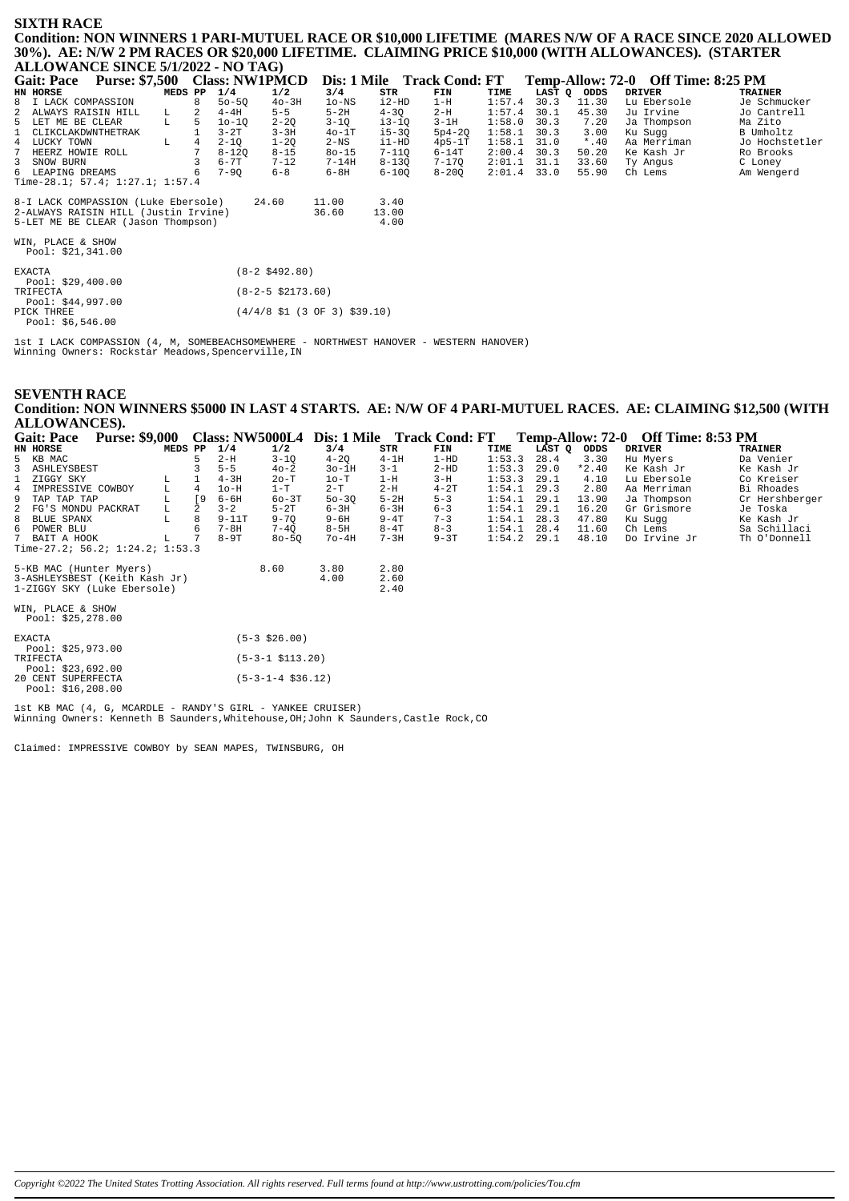## SIXTH RACE

**Condition: NON WINNERS 1 PARI-MUTUEL RACE OR $10,000 LIFETIME (MARES N/W OF A RACE SINCE 2020 ALLOWED 30%). AE: N/W 2 PM RACES OR $20,000 LIFETIME. CLAIMING PRICE $10,000 (WITH ALLOWANCES). (STARTER ALLOWANCE SINCE 5/1/2022 - NO TAG)**

**Gait: Pace Purse: $7,500 Class: NW1PMCD Dis: 1 Mile Track Cond: FT Temp-Allow: 72-0 Off Time: 8:25 PM**

| HN | HORSE | MEDS | PP | 1/4 | 1/2 | 3/4 | STR | FIN | TIME | LAST Q | ODDS | DRIVER | TRAINER |
|---|---|---|---|---|---|---|---|---|---|---|---|---|---|
| 8 | I LACK COMPASSION | | 8 | 5o-5Q | 4o-3H | 1o-NS | i2-HD | 1-H | 1:57.4 | 30.3 | 11.30 | Lu Ebersole | Je Schmucker |
| 2 | ALWAYS RAISIN HILL | L | 2 | 4-4H | 5-5 | 5-2H | 4-3Q | 2-H | 1:57.4 | 30.1 | 45.30 | Ju Irvine | Jo Cantrell |
| 5 | LET ME BE CLEAR | L | 5 | 1o-1Q | 2-2Q | 3-1Q | i3-1Q | 3-1H | 1:58.0 | 30.3 | 7.20 | Ja Thompson | Ma Zito |
| 1 | CLIKCLAKDWNTHETRAK | | 1 | 3-2T | 3-3H | 4o-1T | i5-3Q | 5p4-2Q | 1:58.1 | 30.3 | 3.00 | Ku Sugg | B Umholtz |
| 4 | LUCKY TOWN | L | 4 | 2-1Q | 1-2Q | 2-NS | i1-HD | 4p5-1T | 1:58.1 | 31.0 | *.40 | Aa Merriman | Jo Hochstetler |
| 7 | HEERZ HOWIE ROLL | | 7 | 8-12Q | 8-15 | 8o-15 | 7-11Q | 6-14T | 2:00.4 | 30.3 | 50.20 | Ke Kash Jr | Ro Brooks |
| 3 | SNOW BURN | | 3 | 6-7T | 7-12 | 7-14H | 8-13Q | 7-17Q | 2:01.1 | 31.1 | 33.60 | Ty Angus | C Loney |
| 6 | LEAPING DREAMS | | 6 | 7-9Q | 6-8 | 6-8H | 6-10Q | 8-20Q | 2:01.4 | 33.0 | 55.90 | Ch Lems | Am Wengerd |

Time-28.1; 57.4; 1:27.1; 1:57.4

| | | | |
|---|---|---|---|
| 8-I LACK COMPASSION (Luke Ebersole) | 24.60 | 11.00 | 3.40 |
| 2-ALWAYS RAISIN HILL (Justin Irvine) | | 36.60 | 13.00 |
| 5-LET ME BE CLEAR (Jason Thompson) | | | 4.00 |

WIN, PLACE & SHOW
Pool: $21,341.00

EXACTA (8-2 $492.80)
Pool: $29,400.00

TRIFECTA (8-2-5 $2173.60)
Pool: $44,997.00

PICK THREE (4/4/8 $1 (3 OF 3) $39.10)
Pool: $6,546.00

1st I LACK COMPASSION (4, M, SOMEBEACHSOMEWHERE - NORTHWEST HANOVER - WESTERN HANOVER)
Winning Owners: Rockstar Meadows,Spencerville,IN

## SEVENTH RACE

**Condition: NON WINNERS $5000 IN LAST 4 STARTS. AE: N/W OF 4 PARI-MUTUEL RACES. AE: CLAIMING $12,500 (WITH ALLOWANCES).**

**Gait: Pace Purse: $9,000 Class: NW5000L4 Dis: 1 Mile Track Cond: FT Temp-Allow: 72-0 Off Time: 8:53 PM**

| HN | HORSE | MEDS | PP | 1/4 | 1/2 | 3/4 | STR | FIN | TIME | LAST Q | ODDS | DRIVER | TRAINER |
|---|---|---|---|---|---|---|---|---|---|---|---|---|---|
| 5 | KB MAC | | 5 | 2-H | 3-1Q | 4-2Q | 4-1H | 1-HD | 1:53.3 | 28.4 | 3.30 | Hu Myers | Da Venier |
| 3 | ASHLEYSBEST | | 3 | 5-5 | 4o-2 | 3o-1H | 3-1 | 2-HD | 1:53.3 | 29.0 | *2.40 | Ke Kash Jr | Ke Kash Jr |
| 1 | ZIGGY SKY | L | 1 | 4-3H | 2o-T | 1o-T | 1-H | 3-H | 1:53.3 | 29.1 | 4.10 | Lu Ebersole | Co Kreiser |
| 4 | IMPRESSIVE COWBOY | L | 4 | 1o-H | 1-T | 2-T | 2-H | 4-2T | 1:54.1 | 29.3 | 2.80 | Aa Merriman | Bi Rhoades |
| 9 | TAP TAP TAP | L | [9 | 6-6H | 6o-3T | 5o-3Q | 5-2H | 5-3 | 1:54.1 | 29.1 | 13.90 | Ja Thompson | Cr Hershberger |
| 2 | FG'S MONDU PACKRAT | L | 2 | 3-2 | 5-2T | 6-3H | 6-3H | 6-3 | 1:54.1 | 29.1 | 16.20 | Gr Grismore | Je Toska |
| 8 | BLUE SPANX | L | 8 | 9-11T | 9-7Q | 9-6H | 9-4T | 7-3 | 1:54.1 | 28.3 | 47.80 | Ku Sugg | Ke Kash Jr |
| 6 | POWER BLU | | 6 | 7-8H | 7-4Q | 8-5H | 8-4T | 8-3 | 1:54.1 | 28.4 | 11.60 | Ch Lems | Sa Schillaci |
| 7 | BAIT A HOOK | L | 7 | 8-9T | 8o-5Q | 7o-4H | 7-3H | 9-3T | 1:54.2 | 29.1 | 48.10 | Do Irvine Jr | Th O'Donnell |

Time-27.2; 56.2; 1:24.2; 1:53.3

| | | | |
|---|---|---|---|
| 5-KB MAC (Hunter Myers) | 8.60 | 3.80 | 2.80 |
| 3-ASHLEYSBEST (Keith Kash Jr) | | 4.00 | 2.60 |
| 1-ZIGGY SKY (Luke Ebersole) | | | 2.40 |

WIN, PLACE & SHOW
Pool: $25,278.00

EXACTA (5-3 $26.00)
Pool: $25,973.00

TRIFECTA (5-3-1 $113.20)
Pool: $23,692.00

20 CENT SUPERFECTA (5-3-1-4 $36.12)
Pool: $16,208.00

1st KB MAC (4, G, MCARDLE - RANDY'S GIRL - YANKEE CRUISER)
Winning Owners: Kenneth B Saunders,Whitehouse,OH;John K Saunders,Castle Rock,CO

Claimed: IMPRESSIVE COWBOY by SEAN MAPES, TWINSBURG, OH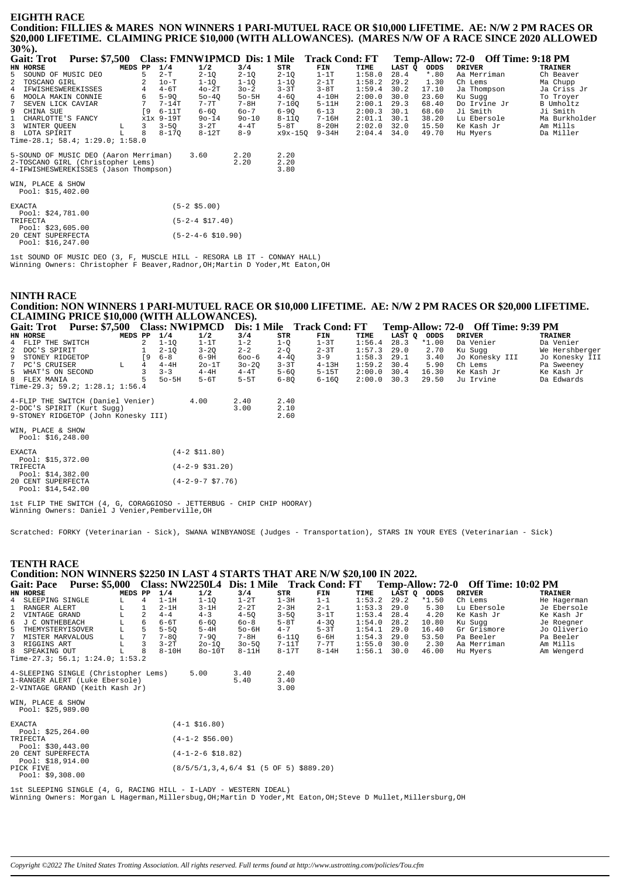## EIGHTH RACE

**Condition: FILLIES & MARES NON WINNERS 1 PARI-MUTUEL RACE OR $10,000 LIFETIME. AE: N/W 2 PM RACES OR $20,000 LIFETIME. CLAIMING PRICE $10,000 (WITH ALLOWANCES). (MARES N/W OF A RACE SINCE 2020 ALLOWED 30%).**

**Gait: Trot  Purse: $7,500  Class: FMNW1PMCD  Dis: 1 Mile  Track Cond: FT  Temp-Allow: 72-0  Off Time: 9:18 PM**

| HN | HORSE | MEDS | PP | 1/4 | 1/2 | 3/4 | STR | FIN | TIME | LAST Q | ODDS | DRIVER | TRAINER |
|---|---|---|---|---|---|---|---|---|---|---|---|---|---|
| 5 | SOUND OF MUSIC DEO | | 5 | 2-T | 2-1Q | 2-1Q | 2-1Q | 1-1T | 1:58.0 | 28.4 | *.80 | Aa Merriman | Ch Beaver |
| 2 | TOSCANO GIRL | | 2 | 1o-T | 1-1Q | 1-1Q | 1-1Q | 2-1T | 1:58.2 | 29.2 | 1.30 | Ch Lems | Ma Chupp |
| 4 | IFWISHESWEREKISSES | | 4 | 4-6T | 4o-2T | 3o-2 | 3-3T | 3-8T | 1:59.4 | 30.2 | 17.10 | Ja Thompson | Ja Criss Jr |
| 6 | MOOLA MAKIN CONNIE | | 6 | 5-9Q | 5o-4Q | 5o-5H | 4-6Q | 4-10H | 2:00.0 | 30.0 | 23.60 | Ku Sugg | To Troyer |
| 7 | SEVEN LICK CAVIAR | | 7 | 7-14T | 7-7T | 7-8H | 7-10Q | 5-11H | 2:00.1 | 29.3 | 68.40 | Do Irvine Jr | B Umholtz |
| 9 | CHINA SUE | | [9 | 6-11T | 6-6Q | 6o-7 | 6-9Q | 6-13 | 2:00.3 | 30.1 | 68.60 | Ji Smith | Ji Smith |
| 1 | CHARLOTTE'S FANCY | | x1x | 9-19T | 9o-14 | 9o-10 | 8-11Q | 7-16H | 2:01.1 | 30.1 | 38.20 | Lu Ebersole | Ma Burkholder |
| 3 | WINTER QUEEN | L | 3 | 3-5Q | 3-2T | 4-4T | 5-8T | 8-20H | 2:02.0 | 32.0 | 15.50 | Ke Kash Jr | Am Mills |
| 8 | LOTA SPIRIT | L | 8 | 8-17Q | 8-12T | 8-9 | x9x-15Q | 9-34H | 2:04.4 | 34.0 | 49.70 | Hu Myers | Da Miller |

Time-28.1; 58.4; 1:29.0; 1:58.0

| | | | |
|---|---|---|---|
| 5-SOUND OF MUSIC DEO (Aaron Merriman) | 3.60 | 2.20 | 2.20 |
| 2-TOSCANO GIRL (Christopher Lems) | | 2.20 | 2.20 |
| 4-IFWISHESWEREKISSES (Jason Thompson) | | | 3.80 |

WIN, PLACE & SHOW
Pool: $15,402.00

| | |
|---|---|
| EXACTA Pool: $24,781.00 | (5-2 $5.00) |
| TRIFECTA Pool: $23,605.00 | (5-2-4 $17.40) |
| 20 CENT SUPERFECTA Pool: $16,247.00 | (5-2-4-6 $10.90) |

1st SOUND OF MUSIC DEO (3, F, MUSCLE HILL - RESORA LB IT - CONWAY HALL)
Winning Owners: Christopher F Beaver,Radnor,OH;Martin D Yoder,Mt Eaton,OH

## NINTH RACE

**Condition: NON WINNERS 1 PARI-MUTUEL RACE OR $10,000 LIFETIME. AE: N/W 2 PM RACES OR $20,000 LIFETIME. CLAIMING PRICE $10,000 (WITH ALLOWANCES).**

**Gait: Trot  Purse: $7,500  Class: NW1PMCD  Dis: 1 Mile  Track Cond: FT  Temp-Allow: 72-0  Off Time: 9:39 PM**

| HN | HORSE | MEDS | PP | 1/4 | 1/2 | 3/4 | STR | FIN | TIME | LAST Q | ODDS | DRIVER | TRAINER |
|---|---|---|---|---|---|---|---|---|---|---|---|---|---|
| 4 | FLIP THE SWITCH | | 2 | 1-1Q | 1-1T | 1-2 | 1-Q | 1-3T | 1:56.4 | 28.3 | *1.00 | Da Venier | Da Venier |
| 2 | DOC'S SPIRIT | | 1 | 2-1Q | 3-2Q | 2-2 | 2-Q | 2-3T | 1:57.3 | 29.0 | 2.70 | Ku Sugg | We Hershberger |
| 9 | STONEY RIDGETOP | | [9 | 6-8 | 6-9H | 6oo-6 | 4-4Q | 3-9 | 1:58.3 | 29.1 | 3.40 | Jo Konesky III | Jo Konesky III |
| 7 | PC'S CRUISER | L | 4 | 4-4H | 2o-1T | 3o-2Q | 3-3T | 4-13H | 1:59.2 | 30.4 | 5.90 | Ch Lems | Pa Sweeney |
| 5 | WHAT'S ON SECOND | | 3 | 3-3 | 4-4H | 4-4T | 5-6Q | 5-15T | 2:00.0 | 30.4 | 16.30 | Ke Kash Jr | Ke Kash Jr |
| 8 | FLEX MANIA | | 5 | 5o-5H | 5-6T | 5-5T | 6-8Q | 6-16Q | 2:00.0 | 30.3 | 29.50 | Ju Irvine | Da Edwards |

Time-29.3; 59.2; 1:28.1; 1:56.4

| | | | |
|---|---|---|---|
| 4-FLIP THE SWITCH (Daniel Venier) | 4.00 | 2.40 | 2.40 |
| 2-DOC'S SPIRIT (Kurt Sugg) | | 3.00 | 2.10 |
| 9-STONEY RIDGETOP (John Konesky III) | | | 2.60 |

WIN, PLACE & SHOW
Pool: $16,248.00

| | |
|---|---|
| EXACTA Pool: $15,372.00 | (4-2 $11.80) |
| TRIFECTA Pool: $14,382.00 | (4-2-9 $31.20) |
| 20 CENT SUPERFECTA Pool: $14,542.00 | (4-2-9-7 $7.76) |

1st FLIP THE SWITCH (4, G, CORAGGIOSO - JETTERBUG - CHIP CHIP HOORAY)
Winning Owners: Daniel J Venier,Pemberville,OH

Scratched: FORKY (Veterinarian - Sick), SWANA WINBYANOSE (Judges - Transportation), STARS IN YOUR EYES (Veterinarian - Sick)

## TENTH RACE

**Condition: NON WINNERS $2250 IN LAST 4 STARTS THAT ARE N/W $20,100 IN 2022.**

**Gait: Pace  Purse: $5,000  Class: NW2250L4  Dis: 1 Mile  Track Cond: FT  Temp-Allow: 72-0  Off Time: 10:02 PM**

| HN | HORSE | MEDS | PP | 1/4 | 1/2 | 3/4 | STR | FIN | TIME | LAST Q | ODDS | DRIVER | TRAINER |
|---|---|---|---|---|---|---|---|---|---|---|---|---|---|
| 4 | SLEEPING SINGLE | L | 4 | 1-1H | 1-1Q | 1-2T | 1-3H | 1-1 | 1:53.2 | 29.2 | *1.50 | Ch Lems | He Hagerman |
| 1 | RANGER ALERT | L | 1 | 2-1H | 3-1H | 2-2T | 2-3H | 2-1 | 1:53.3 | 29.0 | 5.30 | Lu Ebersole | Je Ebersole |
| 2 | VINTAGE GRAND | L | 2 | 4-4 | 4-3 | 4-5Q | 3-5Q | 3-1T | 1:53.4 | 28.4 | 4.20 | Ke Kash Jr | Ke Kash Jr |
| 6 | J C ONTHEBEACH | L | 6 | 6-6T | 6-6Q | 6o-8 | 5-8T | 4-3Q | 1:54.0 | 28.2 | 10.80 | Ku Sugg | Je Roegner |
| 5 | THEMYSTERYISOVER | L | 5 | 5-5Q | 5-4H | 5o-6H | 4-7 | 5-3T | 1:54.1 | 29.0 | 16.40 | Gr Grismore | Jo Oliverio |
| 7 | MISTER MARVALOUS | L | 7 | 7-8Q | 7-9Q | 7-8H | 6-11Q | 6-6H | 1:54.3 | 29.0 | 53.50 | Pa Beeler | Pa Beeler |
| 3 | RIGGINS ART | L | 3 | 3-2T | 2o-1Q | 3o-5Q | 7-11T | 7-7T | 1:55.0 | 30.0 | 2.30 | Aa Merriman | Am Mills |
| 8 | SPEAKING OUT | L | 8 | 8-10H | 8o-10T | 8-11H | 8-17T | 8-14H | 1:56.1 | 30.0 | 46.00 | Hu Myers | Am Wengerd |

Time-27.3; 56.1; 1:24.0; 1:53.2

| | | | |
|---|---|---|---|
| 4-SLEEPING SINGLE (Christopher Lems) | 5.00 | 3.40 | 2.40 |
| 1-RANGER ALERT (Luke Ebersole) | | 5.40 | 3.40 |
| 2-VINTAGE GRAND (Keith Kash Jr) | | | 3.00 |

WIN, PLACE & SHOW
Pool: $25,989.00

| | |
|---|---|
| EXACTA Pool: $25,264.00 | (4-1 $16.80) |
| TRIFECTA Pool: $30,443.00 | (4-1-2 $56.00) |
| 20 CENT SUPERFECTA Pool: $18,914.00 | (4-1-2-6 $18.82) |
| PICK FIVE Pool: $9,308.00 | (8/5/5/1,3,4,6/4 $1 (5 OF 5) $889.20) |

1st SLEEPING SINGLE (4, G, RACING HILL - I-LADY - WESTERN IDEAL)
Winning Owners: Morgan L Hagerman,Millersbug,OH;Martin D Yoder,Mt Eaton,OH;Steve D Mullet,Millersburg,OH

*Copyright ©2022 The United States Trotting Association. All rights reserved. Full terms found at http://www.ustrotting.com/policies/Tou.cfm*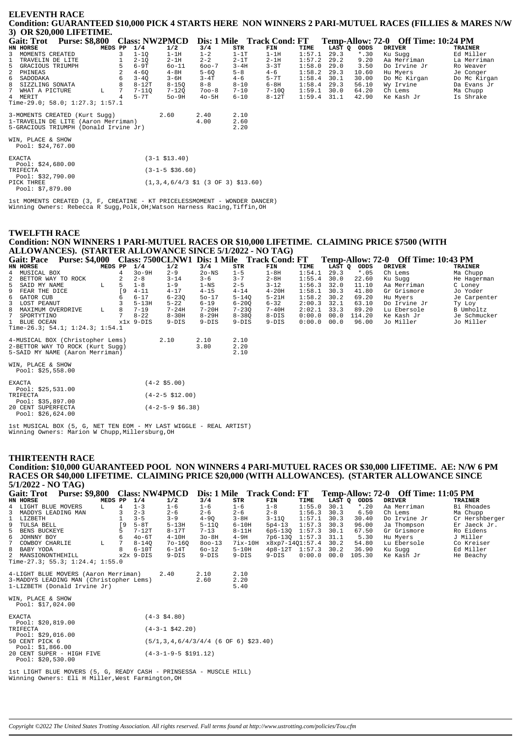## ELEVENTH RACE

**Condition: GUARANTEED $10,000 PICK 4 STARTS HERE NON WINNERS 2 PARI-MUTUEL RACES (FILLIES & MARES N/W 3) OR $20,000 LIFETIME.**

**Gait: Trot Purse: $8,800 Class: NW2PMCD Dis: 1 Mile Track Cond: FT Temp-Allow: 72-0 Off Time: 10:24 PM**

| HN | HORSE | MEDS | PP | 1/4 | 1/2 | 3/4 | STR | FIN | TIME | LAST Q | ODDS | DRIVER | TRAINER |
|---|---|---|---|---|---|---|---|---|---|---|---|---|---|
| 3 | MOMENTS CREATED | | 3 | 1-1Q | 1-1H | 1-2 | 1-1T | 1-1H | 1:57.1 | 29.3 | *.30 | Ku Sugg | Ed Miller |
| 1 | TRAVELIN DE LITE | | 1 | 2-1Q | 2-1H | 2-2 | 2-1T | 2-1H | 1:57.2 | 29.2 | 9.20 | Aa Merriman | La Merriman |
| 5 | GRACIOUS TRIUMPH | | 5 | 6-9T | 6o-11 | 6oo-7 | 3-4H | 3-3T | 1:58.0 | 29.0 | 3.50 | Do Irvine Jr | Ro Weaver |
| 2 | PHINEAS | | 2 | 4-6Q | 4-8H | 5-6Q | 5-8 | 4-6 | 1:58.2 | 29.3 | 10.60 | Hu Myers | Je Conger |
| 6 | SADODAKA | | 6 | 3-4Q | 3-6H | 3-4T | 4-6 | 5-7T | 1:58.4 | 30.1 | 30.00 | Do Mc Kirgan | Do Mc Kirgan |
| 8 | SIZZLING SONATA | | 8 | 8-12T | 8-15Q | 8-8 | 8-10 | 6-8H | 1:58.4 | 29.3 | 56.10 | Wy Irvine | Da Evans Jr |
| 7 | WHAT A PICTURE | L | 7 | 7-11Q | 7-12Q | 7oo-8 | 7-10 | 7-10Q | 1:59.1 | 30.0 | 64.20 | Ch Lems | Ma Chupp |
| 4 | MERIT | | 4 | 5-7T | 5o-9H | 4o-5H | 6-10 | 8-12T | 1:59.4 | 31.1 | 42.90 | Ke Kash Jr | Is Shrake |

Time-29.0; 58.0; 1:27.3; 1:57.1

| | | | |
|---|---|---|---|
| 3-MOMENTS CREATED (Kurt Sugg) | 2.60 | 2.40 | 2.10 |
| 1-TRAVELIN DE LITE (Aaron Merriman) | | 4.00 | 2.60 |
| 5-GRACIOUS TRIUMPH (Donald Irvine Jr) | | | 2.20 |

WIN, PLACE & SHOW
Pool: $24,767.00

| | |
|---|---|
| EXACTA Pool: $24,680.00 | (3-1 $13.40) |
| TRIFECTA Pool: $32,790.00 | (3-1-5 $36.60) |
| PICK THREE Pool: $7,879.00 | (1,3,4,6/4/3 $1 (3 OF 3) $13.60) |

1st MOMENTS CREATED (3, F, CREATINE - KT PRICELESSMOMENT - WONDER DANCER)
Winning Owners: Rebecca R Sugg,Polk,OH;Watson Harness Racing,Tiffin,OH

## TWELFTH RACE

**Condition: NON WINNERS 1 PARI-MUTUEL RACES OR $10,000 LIFETIME. CLAIMING PRICE $7500 (WITH ALLOWANCES). (STARTER ALLOWANCE SINCE 5/1/2022 - NO TAG)**

**Gait: Pace Purse: $4,000 Class: 7500CLNW1 Dis: 1 Mile Track Cond: FT Temp-Allow: 72-0 Off Time: 10:43 PM**

| HN | HORSE | MEDS | PP | 1/4 | 1/2 | 3/4 | STR | FIN | TIME | LAST Q | ODDS | DRIVER | TRAINER |
|---|---|---|---|---|---|---|---|---|---|---|---|---|---|
| 4 | MUSICAL BOX | | 4 | 3o-9H | 2-9 | 2o-NS | 1-5 | 1-8H | 1:54.1 | 29.3 | *.05 | Ch Lems | Ma Chupp |
| 2 | BETTOR WAY TO ROCK | | 2 | 2-8 | 3-14 | 3-6 | 3-7 | 2-8H | 1:55.4 | 30.0 | 22.60 | Ku Sugg | He Hagerman |
| 5 | SAID MY NAME | L | 5 | 1-8 | 1-9 | 1-NS | 2-5 | 3-12 | 1:56.3 | 32.0 | 11.10 | Aa Merriman | C Loney |
| 9 | FEAR THE DICE | | [9 | 4-11 | 4-17 | 4-15 | 4-14 | 4-20H | 1:58.1 | 30.3 | 41.80 | Gr Grismore | Jo Yoder |
| 6 | GATOR CUB | | 6 | 6-17 | 6-23Q | 5o-17 | 5-14Q | 5-21H | 1:58.2 | 30.2 | 69.20 | Hu Myers | Je Carpenter |
| 3 | LOST PEANUT | | 3 | 5-13H | 5-22 | 6-19 | 6-20Q | 6-32 | 2:00.3 | 32.1 | 63.10 | Do Irvine Jr | Ty Loy |
| 8 | MAXIMUM OVERDRIVE | L | 8 | 7-19 | 7-24H | 7-20H | 7-23Q | 7-40H | 2:02.1 | 33.3 | 89.20 | Lu Ebersole | B Umholtz |
| 7 | SPORTYTINO | | 7 | 8-22 | 8-30H | 8-29H | 8-38Q | 8-DIS | 0:00.0 | 00.0 | 114.20 | Ke Kash Jr | Je Schmucker |
| 1 | BLUE OCEAN | | x1x | 9-DIS | 9-DIS | 9-DIS | 9-DIS | 9-DIS | 0:00.0 | 00.0 | 96.00 | Jo Miller | Jo Miller |

Time-26.3; 54.1; 1:24.3; 1:54.1

| | | | |
|---|---|---|---|
| 4-MUSICAL BOX (Christopher Lems) | 2.10 | 2.10 | 2.10 |
| 2-BETTOR WAY TO ROCK (Kurt Sugg) | | 3.80 | 2.20 |
| 5-SAID MY NAME (Aaron Merriman) | | | 2.10 |

WIN, PLACE & SHOW
Pool: $25,558.00

| | |
|---|---|
| EXACTA Pool: $25,531.00 | (4-2 $5.00) |
| TRIFECTA Pool: $35,897.00 | (4-2-5 $12.00) |
| 20 CENT SUPERFECTA Pool: $26,624.00 | (4-2-5-9 $6.38) |

1st MUSICAL BOX (5, G, NET TEN EOM - MY LAST WIGGLE - REAL ARTIST)
Winning Owners: Marion W Chupp,Millersburg,OH

## THIRTEENTH RACE

**Condition: $10,000 GUARANTEED POOL NON WINNERS 4 PARI-MUTUEL RACES OR $30,000 LIFETIME. AE: N/W 6 PM RACES OR $40,000 LIFETIME. CLAIMING PRICE $20,000 (WITH ALLOWANCES). (STARTER ALLOWANCE SINCE 5/1/2022 - NO TAG)**

**Gait: Trot Purse: $9,800 Class: NW4PMCD Dis: 1 Mile Track Cond: FT Temp-Allow: 72-0 Off Time: 11:05 PM**

| HN | HORSE | MEDS | PP | 1/4 | 1/2 | 3/4 | STR | FIN | TIME | LAST Q | ODDS | DRIVER | TRAINER |
|---|---|---|---|---|---|---|---|---|---|---|---|---|---|
| 4 | LIGHT BLUE MOVERS | L | 4 | 1-3 | 1-6 | 1-6 | 1-6 | 1-8 | 1:55.0 | 30.1 | *.20 | Aa Merriman | Bi Rhoades |
| 3 | MADDYS LEADING MAN | | 3 | 2-3 | 2-6 | 2-6 | 2-6 | 2-8 | 1:56.3 | 30.3 | 6.50 | Ch Lems | Ma Chupp |
| 1 | LIZBETH | | 1 | 3-5 | 3-9 | 4-9Q | 3-8H | 3-11Q | 1:57.1 | 30.3 | 30.40 | Do Irvine Jr | Cr Hershberger |
| 9 | TULSA BELL | | [9 | 5-8T | 5-13H | 5-11Q | 6-10H | 5p4-13 | 1:57.3 | 30.3 | 96.00 | Ja Thompson | Er Jaeck Jr. |
| 5 | BENS BUCKEYE | | 5 | 7-12T | 8-17T | 7-13 | 8-11H | 6p5-13Q | 1:57.3 | 30.1 | 67.50 | Gr Grismore | Ro Eidens |
| 6 | JOHNNY BOY | | 6 | 4o-6T | 4-10H | 3o-8H | 4-9H | 7p6-13Q | 1:57.3 | 31.1 | 5.30 | Hu Myers | J Miller |
| 7 | COWBOY CHARLIE | L | 7 | 8-14Q | 7o-16Q | 8oo-13 | 7ix-10H | x8xp7-14Q | 1:57.4 | 30.2 | 54.80 | Lu Ebersole | Co Kreiser |
| 8 | BABY YODA | | 8 | 6-10T | 6-14T | 6o-12 | 5-10H | 4p8-12T | 1:57.3 | 30.2 | 36.90 | Ku Sugg | Ed Miller |
| 2 | MANSIONONTHEHILL | | x2x | 9-DIS | 9-DIS | 9-DIS | 9-DIS | 9-DIS | 0:00.0 | 00.0 | 105.30 | Ke Kash Jr | He Beachy |

Time-27.3; 55.3; 1:24.4; 1:55.0

| | | | |
|---|---|---|---|
| 4-LIGHT BLUE MOVERS (Aaron Merriman) | 2.40 | 2.10 | 2.10 |
| 3-MADDYS LEADING MAN (Christopher Lems) | | 2.60 | 2.20 |
| 1-LIZBETH (Donald Irvine Jr) | | | 5.40 |

WIN, PLACE & SHOW
Pool: $17,024.00

| | |
|---|---|
| EXACTA Pool: $20,819.00 | (4-3 $4.80) |
| TRIFECTA Pool: $29,016.00 | (4-3-1 $42.20) |
| 50 CENT PICK 6 Pool: $1,866.00 | (5/1,3,4,6/4/3/4/4 (6 OF 6) $23.40) |
| 20 CENT SUPER - HIGH FIVE Pool: $20,530.00 | (4-3-1-9-5 $191.12) |

1st LIGHT BLUE MOVERS (5, G, READY CASH - PRINSESSA - MUSCLE HILL)
Winning Owners: Eli H Miller,West Farmington,OH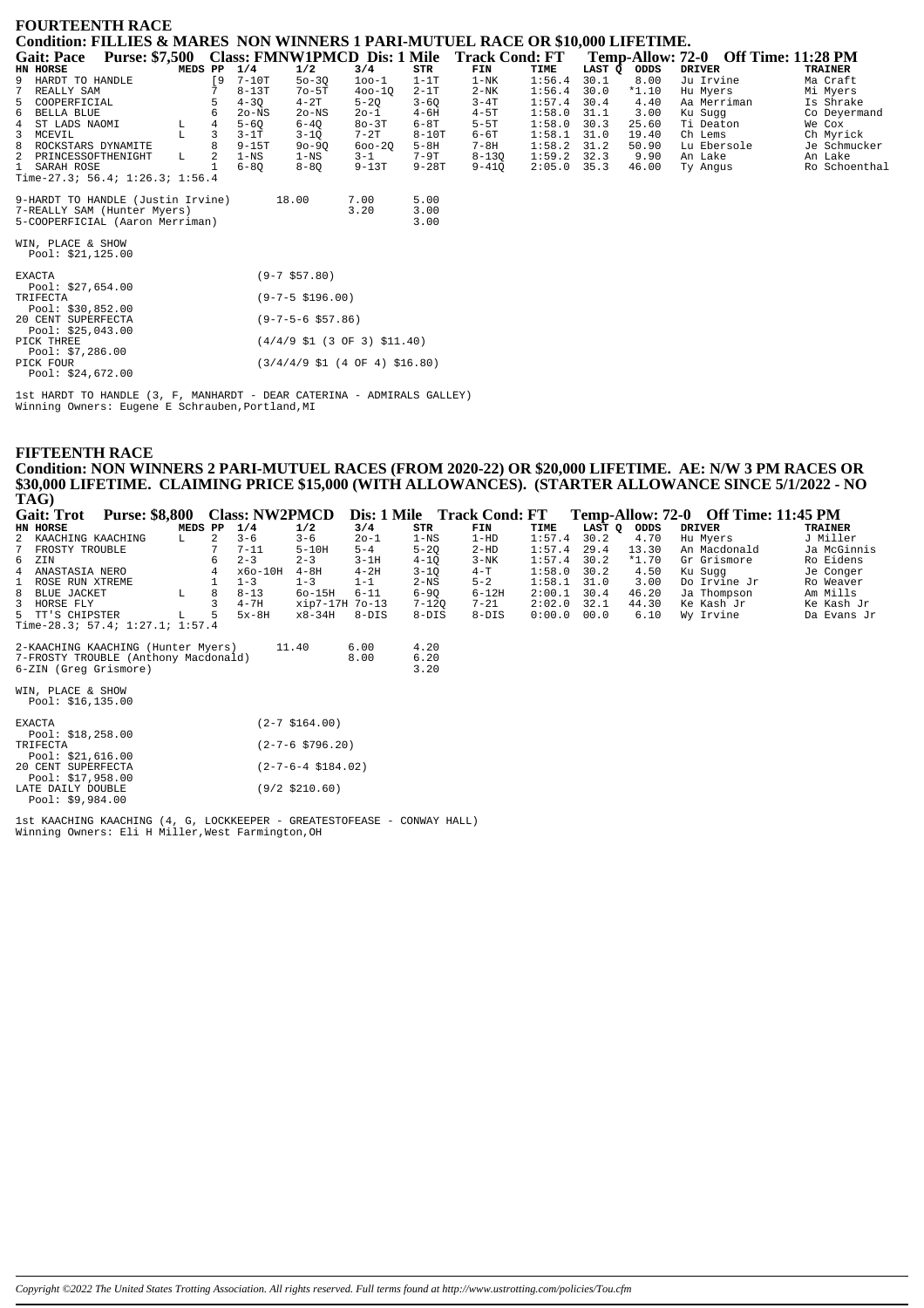## FOURTEENTH RACE

**Condition: FILLIES & MARES NON WINNERS 1 PARI-MUTUEL RACE OR $10,000 LIFETIME.**

**Gait: Pace Purse: $7,500 Class: FMNW1PMCD Dis: 1 Mile Track Cond: FT Temp-Allow: 72-0 Off Time: 11:28 PM**

| HN | HORSE | MEDS | PP | 1/4 | 1/2 | 3/4 | STR | FIN | TIME | LAST Q | ODDS | DRIVER | TRAINER |
|---|---|---|---|---|---|---|---|---|---|---|---|---|---|
| 9 | HARDT TO HANDLE | | [9 | 7-10T | 5o-3Q | 1oo-1 | 1-1T | 1-NK | 1:56.4 | 30.1 | 8.00 | Ju Irvine | Ma Craft |
| 7 | REALLY SAM | | 7 | 8-13T | 7o-5T | 4oo-1Q | 2-1T | 2-NK | 1:56.4 | 30.0 | *1.10 | Hu Myers | Mi Myers |
| 5 | COOPERFICIAL | | 5 | 4-3Q | 4-2T | 5-2Q | 3-6Q | 3-4T | 1:57.4 | 30.4 | 4.40 | Aa Merriman | Is Shrake |
| 6 | BELLA BLUE | | 6 | 2o-NS | 2o-NS | 2o-1 | 4-6H | 4-5T | 1:58.0 | 31.1 | 3.00 | Ku Sugg | Co Deyermand |
| 4 | ST LADS NAOMI | L | 4 | 5-6Q | 6-4Q | 8o-3T | 6-8T | 5-5T | 1:58.0 | 30.3 | 25.60 | Ti Deaton | We Cox |
| 3 | MCEVIL | L | 3 | 3-1T | 3-1Q | 7-2T | 8-10T | 6-6T | 1:58.1 | 31.0 | 19.40 | Ch Lems | Ch Myrick |
| 8 | ROCKSTARS DYNAMITE | | 8 | 9-15T | 9o-9Q | 6oo-2Q | 5-8H | 7-8H | 1:58.2 | 31.2 | 50.90 | Lu Ebersole | Je Schmucker |
| 2 | PRINCESSOFTHENIGHT | L | 2 | 1-NS | 1-NS | 3-1 | 7-9T | 8-13Q | 1:59.2 | 32.3 | 9.90 | An Lake | An Lake |
| 1 | SARAH ROSE | | 1 | 6-8Q | 8-8Q | 9-13T | 9-28T | 9-41Q | 2:05.0 | 35.3 | 46.00 | Ty Angus | Ro Schoenthal |

Time-27.3; 56.4; 1:26.3; 1:56.4

| | | | |
|---|---|---|---|
| 9-HARDT TO HANDLE (Justin Irvine) | 18.00 | 7.00 | 5.00 |
| 7-REALLY SAM (Hunter Myers) | | 3.20 | 3.00 |
| 5-COOPERFICIAL (Aaron Merriman) | | | 3.00 |

WIN, PLACE & SHOW
Pool: $21,125.00

| | |
|---|---|
| EXACTA Pool: $27,654.00 | (9-7 $57.80) |
| TRIFECTA Pool: $30,852.00 | (9-7-5 $196.00) |
| 20 CENT SUPERFECTA Pool: $25,043.00 | (9-7-5-6 $57.86) |
| PICK THREE Pool: $7,286.00 | (4/4/9 $1 (3 OF 3) $11.40) |
| PICK FOUR Pool: $24,672.00 | (3/4/4/9 $1 (4 OF 4) $16.80) |

1st HARDT TO HANDLE (3, F, MANHARDT - DEAR CATERINA - ADMIRALS GALLEY)
Winning Owners: Eugene E Schrauben,Portland,MI

## FIFTEENTH RACE

**Condition: NON WINNERS 2 PARI-MUTUEL RACES (FROM 2020-22) OR $20,000 LIFETIME. AE: N/W 3 PM RACES OR $30,000 LIFETIME. CLAIMING PRICE $15,000 (WITH ALLOWANCES). (STARTER ALLOWANCE SINCE 5/1/2022 - NO TAG)**

**Gait: Trot Purse: $8,800 Class: NW2PMCD Dis: 1 Mile Track Cond: FT Temp-Allow: 72-0 Off Time: 11:45 PM**

| HN | HORSE | MEDS | PP | 1/4 | 1/2 | 3/4 | STR | FIN | TIME | LAST Q | ODDS | DRIVER | TRAINER |
|---|---|---|---|---|---|---|---|---|---|---|---|---|---|
| 2 | KAACHING KAACHING | L | 2 | 3-6 | 3-6 | 2o-1 | 1-NS | 1-HD | 1:57.4 | 30.2 | 4.70 | Hu Myers | J Miller |
| 7 | FROSTY TROUBLE | | 7 | 7-11 | 5-10H | 5-4 | 5-2Q | 2-HD | 1:57.4 | 29.4 | 13.30 | An Macdonald | Ja McGinnis |
| 6 | ZIN | | 6 | 2-3 | 2-3 | 3-1H | 4-1Q | 3-NK | 1:57.4 | 30.2 | *1.70 | Gr Grismore | Ro Eidens |
| 4 | ANASTASIA NERO | | 4 | x6o-10H | 4-8H | 4-2H | 3-1Q | 4-T | 1:58.0 | 30.2 | 4.50 | Ku Sugg | Je Conger |
| 1 | ROSE RUN XTREME | | 1 | 1-3 | 1-3 | 1-1 | 2-NS | 5-2 | 1:58.1 | 31.0 | 3.00 | Do Irvine Jr | Ro Weaver |
| 8 | BLUE JACKET | L | 8 | 8-13 | 6o-15H | 6-11 | 6-9Q | 6-12H | 2:00.1 | 30.4 | 46.20 | Ja Thompson | Am Mills |
| 3 | HORSE FLY | | 3 | 4-7H | xip7-17H | 7o-13 | 7-12Q | 7-21 | 2:02.0 | 32.1 | 44.30 | Ke Kash Jr | Ke Kash Jr |
| 5 | TT'S CHIPSTER | L | 5 | 5x-8H | x8-34H | 8-DIS | 8-DIS | 8-DIS | 0:00.0 | 00.0 | 6.10 | Wy Irvine | Da Evans Jr |

Time-28.3; 57.4; 1:27.1; 1:57.4

| | | | |
|---|---|---|---|
| 2-KAACHING KAACHING (Hunter Myers) | 11.40 | 6.00 | 4.20 |
| 7-FROSTY TROUBLE (Anthony Macdonald) | | 8.00 | 6.20 |
| 6-ZIN (Greg Grismore) | | | 3.20 |

WIN, PLACE & SHOW
Pool: $16,135.00

| | |
|---|---|
| EXACTA Pool: $18,258.00 | (2-7 $164.00) |
| TRIFECTA Pool: $21,616.00 | (2-7-6 $796.20) |
| 20 CENT SUPERFECTA Pool: $17,958.00 | (2-7-6-4 $184.02) |
| LATE DAILY DOUBLE Pool: $9,984.00 | (9/2 $210.60) |

1st KAACHING KAACHING (4, G, LOCKKEEPER - GREATESTOFEASE - CONWAY HALL)
Winning Owners: Eli H Miller,West Farmington,OH